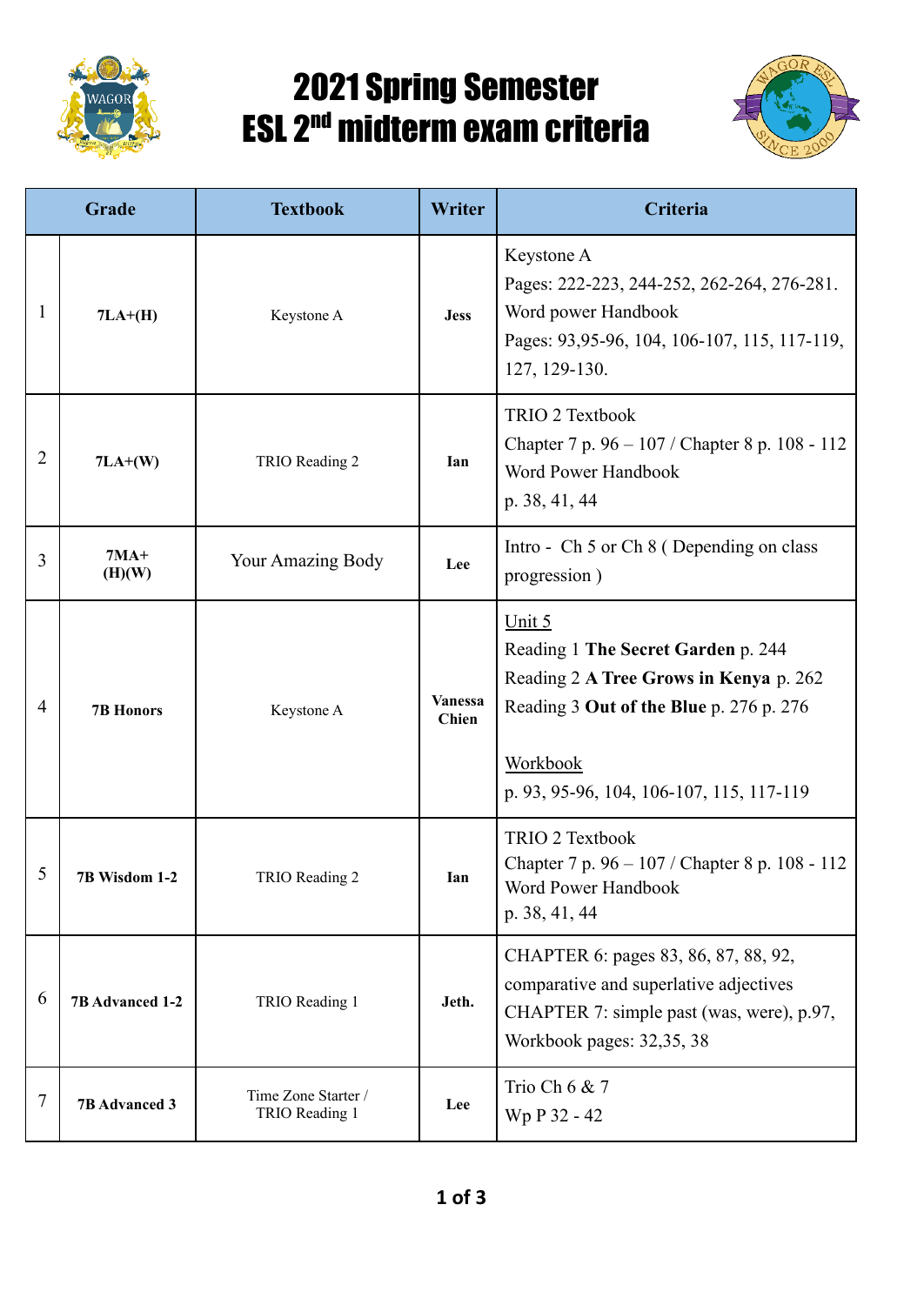# 2021 Spring Semester
# ESL 2nd midterm exam criteria

| Grade | | Textbook | Writer | Criteria |
|---|---|---|---|---|
| 1 | **7LA+(H)** | Keystone A | **Jess** | Keystone A<br>Pages: 222-223, 244-252, 262-264, 276-281.<br>Word power Handbook<br>Pages: 93,95-96, 104, 106-107, 115, 117-119, 127, 129-130. |
| 2 | **7LA+(W)** | TRIO Reading 2 | **Ian** | TRIO 2 Textbook<br>Chapter 7 p. 96 – 107 / Chapter 8 p. 108 - 112<br>Word Power Handbook<br>p. 38, 41, 44 |
| 3 | **7MA+ (H)(W)** | Your Amazing Body | **Lee** | Intro - Ch 5 or Ch 8 ( Depending on class progression ) |
| 4 | **7B Honors** | Keystone A | **Vanessa Chien** | Unit 5<br>Reading 1 **The Secret Garden** p. 244<br>Reading 2 **A Tree Grows in Kenya** p. 262<br>Reading 3 **Out of the Blue** p. 276 p. 276<br><br>Workbook<br>p. 93, 95-96, 104, 106-107, 115, 117-119 |
| 5 | **7B Wisdom 1-2** | TRIO Reading 2 | **Ian** | TRIO 2 Textbook<br>Chapter 7 p. 96 – 107 / Chapter 8 p. 108 - 112<br>Word Power Handbook<br>p. 38, 41, 44 |
| 6 | **7B Advanced 1-2** | TRIO Reading 1 | **Jeth.** | CHAPTER 6: pages 83, 86, 87, 88, 92, comparative and superlative adjectives<br>CHAPTER 7: simple past (was, were), p.97,<br>Workbook pages: 32,35, 38 |
| 7 | **7B Advanced 3** | Time Zone Starter / TRIO Reading 1 | **Lee** | Trio Ch 6 & 7<br>Wp P 32 - 42 |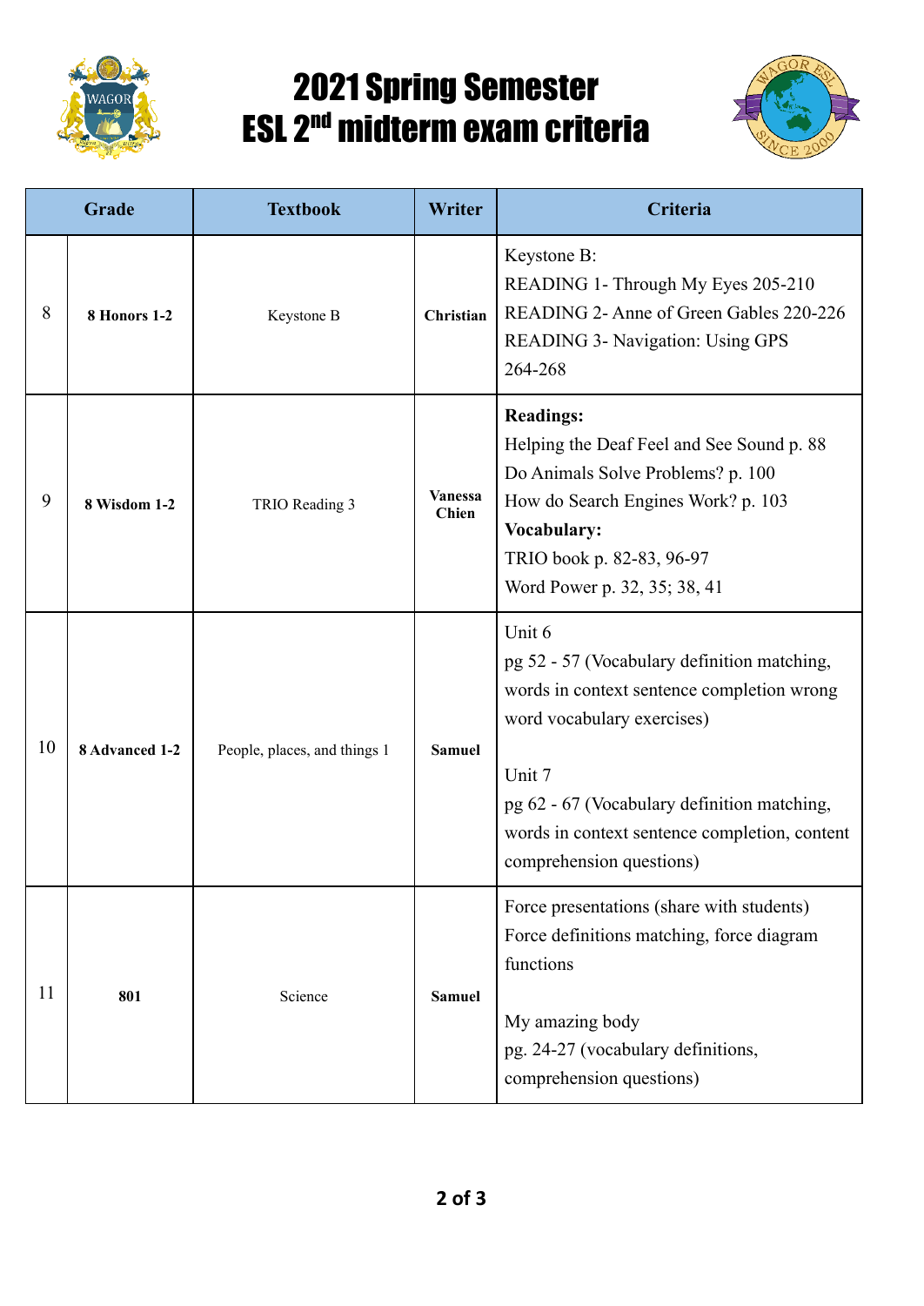# 2021 Spring Semester
# ESL 2nd midterm exam criteria

| Grade | | Textbook | Writer | Criteria |
|---|---|---|---|---|
| 8 | **8 Honors 1-2** | Keystone B | **Christian** | Keystone B:<br>READING 1- Through My Eyes 205-210<br>READING 2- Anne of Green Gables 220-226<br>READING 3- Navigation: Using GPS 264-268 |
| 9 | **8 Wisdom 1-2** | TRIO Reading 3 | **Vanessa Chien** | **Readings:**<br>Helping the Deaf Feel and See Sound p. 88<br>Do Animals Solve Problems? p. 100<br>How do Search Engines Work? p. 103<br>**Vocabulary:**<br>TRIO book p. 82-83, 96-97<br>Word Power p. 32, 35; 38, 41 |
| 10 | **8 Advanced 1-2** | People, places, and things 1 | **Samuel** | Unit 6<br>pg 52 - 57 (Vocabulary definition matching, words in context sentence completion wrong word vocabulary exercises)<br><br>Unit 7<br>pg 62 - 67 (Vocabulary definition matching, words in context sentence completion, content comprehension questions) |
| 11 | **801** | Science | **Samuel** | Force presentations (share with students)<br>Force definitions matching, force diagram functions<br><br>My amazing body<br>pg. 24-27 (vocabulary definitions, comprehension questions) |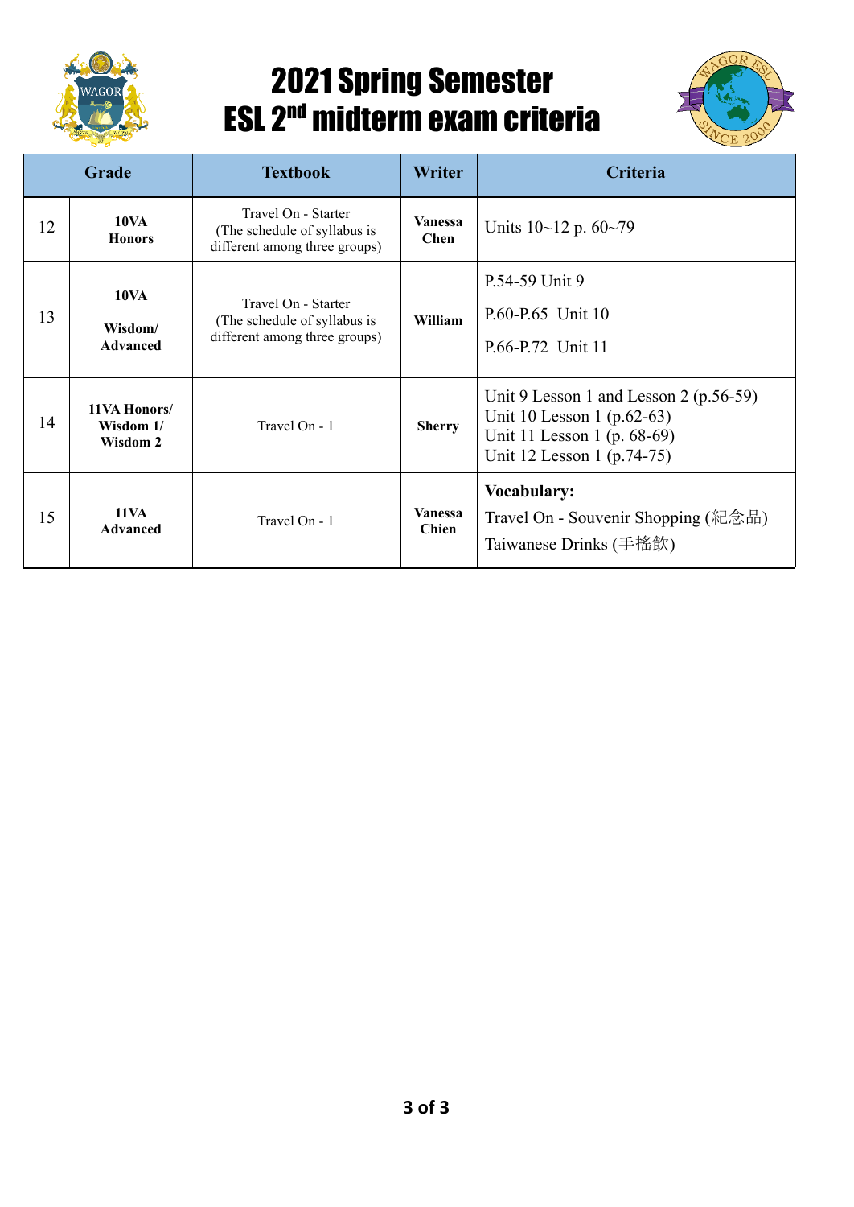# 2021 Spring Semester
# ESL 2nd midterm exam criteria

| Grade | | Textbook | Writer | Criteria |
|---|---|---|---|---|
| 12 | **10VA Honors** | Travel On - Starter (The schedule of syllabus is different among three groups) | **Vanessa Chen** | Units 10~12 p. 60~79 |
| 13 | **10VA Wisdom/ Advanced** | Travel On - Starter (The schedule of syllabus is different among three groups) | **William** | P.54-59 Unit 9<br>P.60-P.65 Unit 10<br>P.66-P.72 Unit 11 |
| 14 | **11VA Honors/ Wisdom 1/ Wisdom 2** | Travel On - 1 | **Sherry** | Unit 9 Lesson 1 and Lesson 2 (p.56-59)<br>Unit 10 Lesson 1 (p.62-63)<br>Unit 11 Lesson 1 (p. 68-69)<br>Unit 12 Lesson 1 (p.74-75) |
| 15 | **11VA Advanced** | Travel On - 1 | **Vanessa Chien** | **Vocabulary:**<br>Travel On - Souvenir Shopping (紀念品)<br>Taiwanese Drinks (手搖飲) |